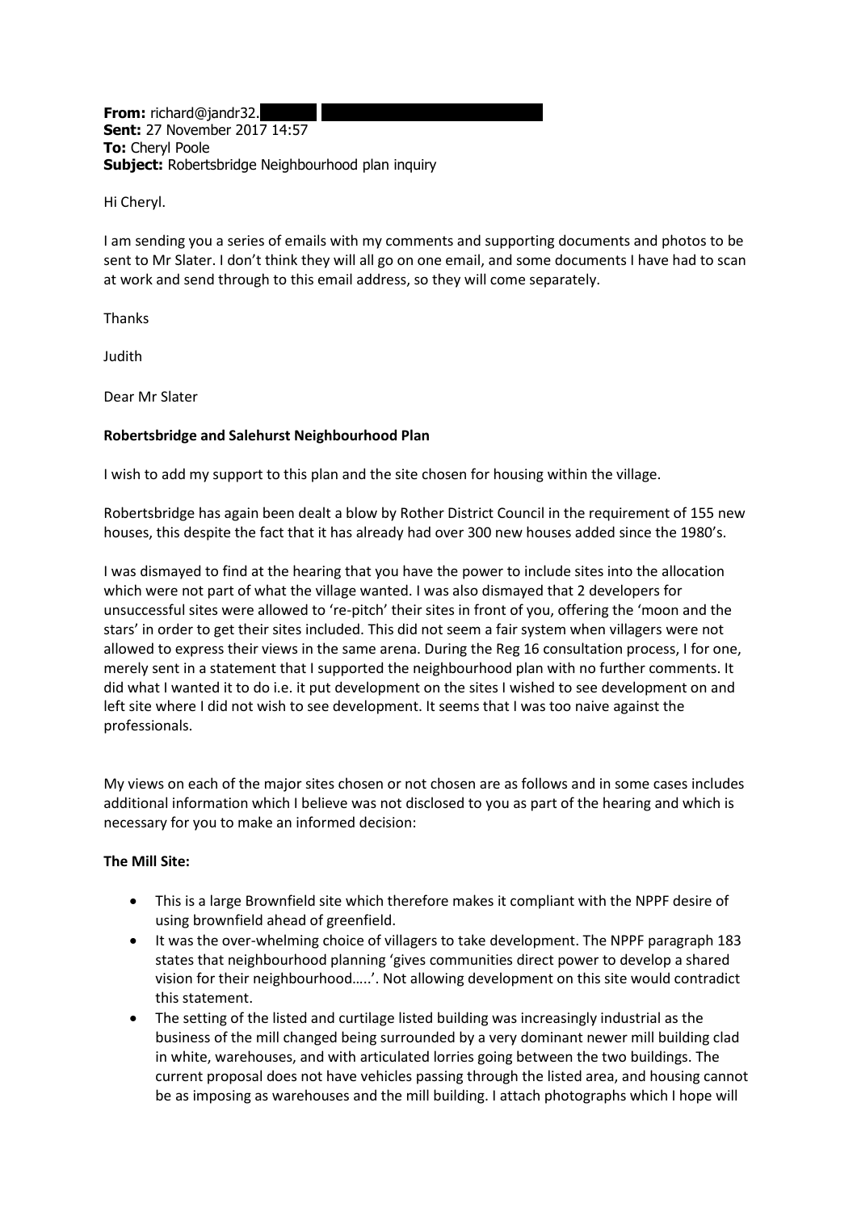**From:** richard@jandr32.
**Sent:** 27 November 2017 14:57
**To:** Cheryl Poole
**Subject:** Robertsbridge Neighbourhood plan inquiry

Hi Cheryl.

I am sending you a series of emails with my comments and supporting documents and photos to be sent to Mr Slater. I don't think they will all go on one email, and some documents I have had to scan at work and send through to this email address, so they will come separately.

Thanks

Judith

Dear Mr Slater

**Robertsbridge and Salehurst Neighbourhood Plan**

I wish to add my support to this plan and the site chosen for housing within the village.

Robertsbridge has again been dealt a blow by Rother District Council in the requirement of 155 new houses, this despite the fact that it has already had over 300 new houses added since the 1980's.

I was dismayed to find at the hearing that you have the power to include sites into the allocation which were not part of what the village wanted. I was also dismayed that 2 developers for unsuccessful sites were allowed to 're-pitch' their sites in front of you, offering the 'moon and the stars' in order to get their sites included. This did not seem a fair system when villagers were not allowed to express their views in the same arena. During the Reg 16 consultation process, I for one, merely sent in a statement that I supported the neighbourhood plan with no further comments. It did what I wanted it to do i.e. it put development on the sites I wished to see development on and left site where I did not wish to see development. It seems that I was too naive against the professionals.

My views on each of the major sites chosen or not chosen are as follows and in some cases includes additional information which I believe was not disclosed to you as part of the hearing and which is necessary for you to make an informed decision:

**The Mill Site:**

- This is a large Brownfield site which therefore makes it compliant with the NPPF desire of using brownfield ahead of greenfield.
- It was the over-whelming choice of villagers to take development. The NPPF paragraph 183 states that neighbourhood planning 'gives communities direct power to develop a shared vision for their neighbourhood…..'. Not allowing development on this site would contradict this statement.
- The setting of the listed and curtilage listed building was increasingly industrial as the business of the mill changed being surrounded by a very dominant newer mill building clad in white, warehouses, and with articulated lorries going between the two buildings. The current proposal does not have vehicles passing through the listed area, and housing cannot be as imposing as warehouses and the mill building. I attach photographs which I hope will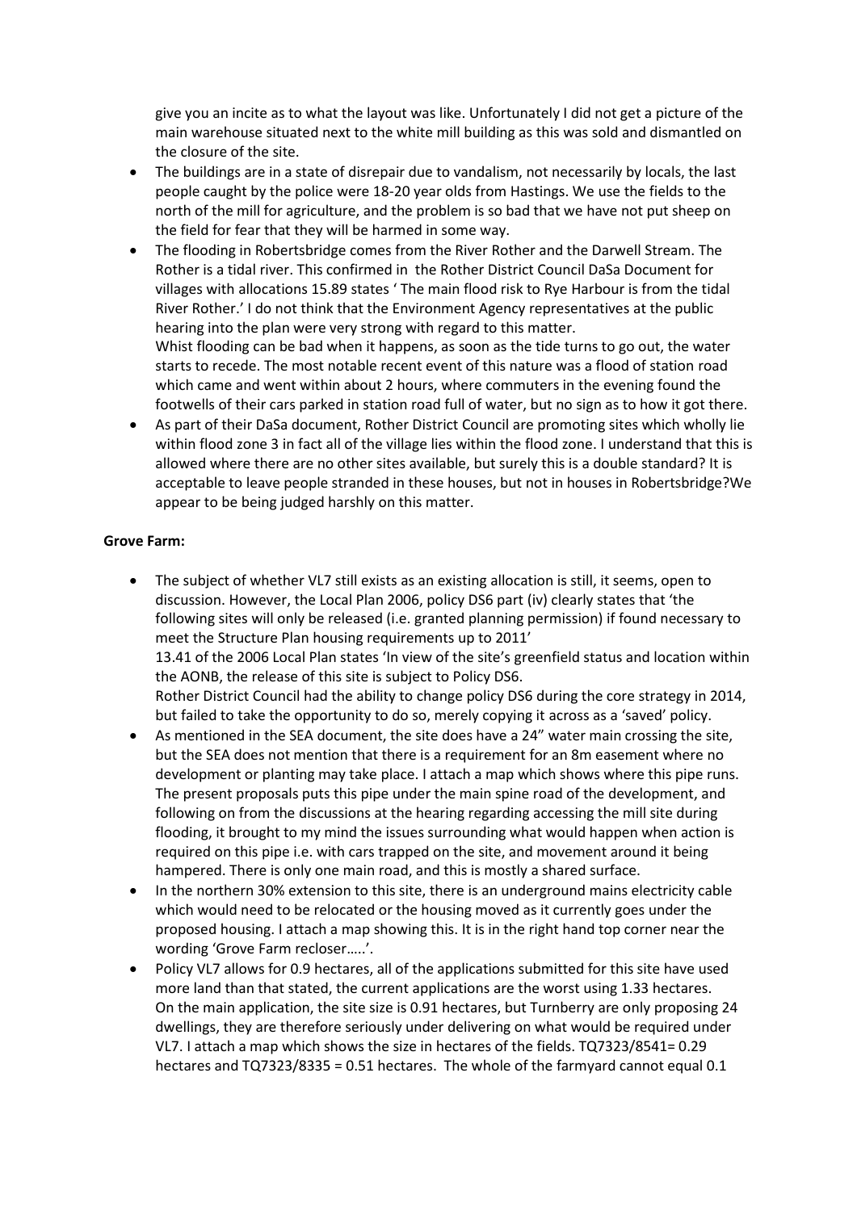give you an incite as to what the layout was like. Unfortunately I did not get a picture of the main warehouse situated next to the white mill building as this was sold and dismantled on the closure of the site.

- The buildings are in a state of disrepair due to vandalism, not necessarily by locals, the last people caught by the police were 18-20 year olds from Hastings. We use the fields to the north of the mill for agriculture, and the problem is so bad that we have not put sheep on the field for fear that they will be harmed in some way.
- The flooding in Robertsbridge comes from the River Rother and the Darwell Stream. The Rother is a tidal river. This confirmed in the Rother District Council DaSa Document for villages with allocations 15.89 states ' The main flood risk to Rye Harbour is from the tidal River Rother.' I do not think that the Environment Agency representatives at the public hearing into the plan were very strong with regard to this matter.
  Whist flooding can be bad when it happens, as soon as the tide turns to go out, the water starts to recede. The most notable recent event of this nature was a flood of station road which came and went within about 2 hours, where commuters in the evening found the footwells of their cars parked in station road full of water, but no sign as to how it got there.
- As part of their DaSa document, Rother District Council are promoting sites which wholly lie within flood zone 3 in fact all of the village lies within the flood zone. I understand that this is allowed where there are no other sites available, but surely this is a double standard? It is acceptable to leave people stranded in these houses, but not in houses in Robertsbridge?We appear to be being judged harshly on this matter.

**Grove Farm:**

- The subject of whether VL7 still exists as an existing allocation is still, it seems, open to discussion. However, the Local Plan 2006, policy DS6 part (iv) clearly states that 'the following sites will only be released (i.e. granted planning permission) if found necessary to meet the Structure Plan housing requirements up to 2011'
  13.41 of the 2006 Local Plan states 'In view of the site's greenfield status and location within the AONB, the release of this site is subject to Policy DS6.
  Rother District Council had the ability to change policy DS6 during the core strategy in 2014, but failed to take the opportunity to do so, merely copying it across as a 'saved' policy.
- As mentioned in the SEA document, the site does have a 24" water main crossing the site, but the SEA does not mention that there is a requirement for an 8m easement where no development or planting may take place. I attach a map which shows where this pipe runs. The present proposals puts this pipe under the main spine road of the development, and following on from the discussions at the hearing regarding accessing the mill site during flooding, it brought to my mind the issues surrounding what would happen when action is required on this pipe i.e. with cars trapped on the site, and movement around it being hampered. There is only one main road, and this is mostly a shared surface.
- In the northern 30% extension to this site, there is an underground mains electricity cable which would need to be relocated or the housing moved as it currently goes under the proposed housing. I attach a map showing this. It is in the right hand top corner near the wording 'Grove Farm recloser…..'.
- Policy VL7 allows for 0.9 hectares, all of the applications submitted for this site have used more land than that stated, the current applications are the worst using 1.33 hectares.
  On the main application, the site size is 0.91 hectares, but Turnberry are only proposing 24 dwellings, they are therefore seriously under delivering on what would be required under VL7. I attach a map which shows the size in hectares of the fields. TQ7323/8541= 0.29 hectares and TQ7323/8335 = 0.51 hectares. The whole of the farmyard cannot equal 0.1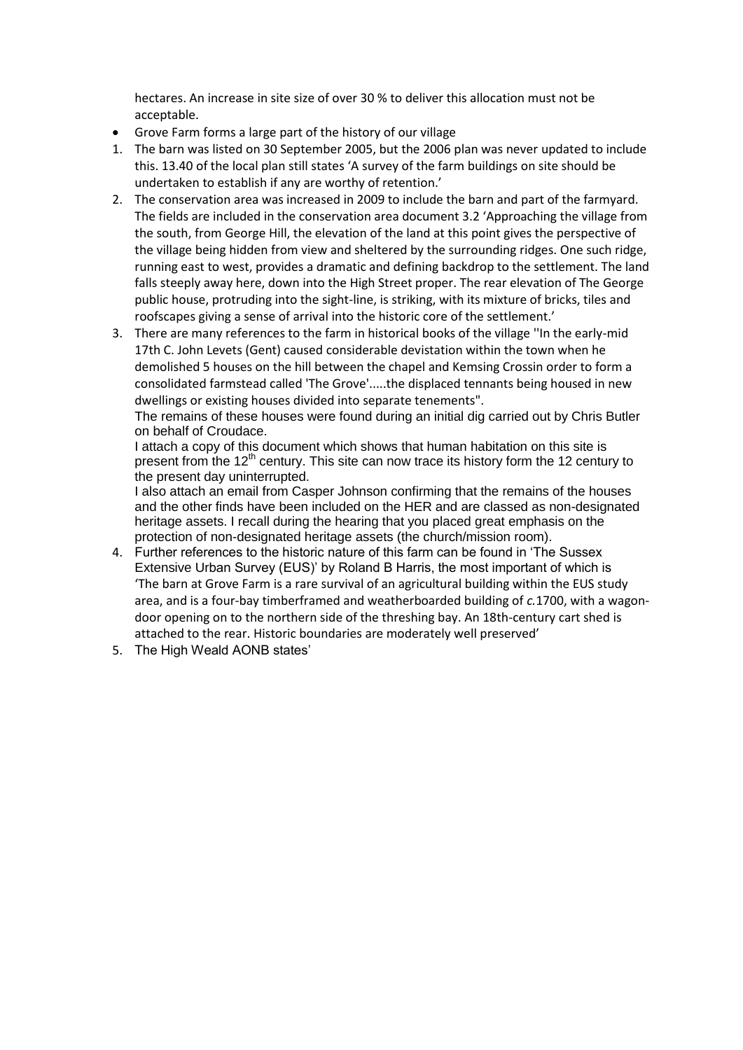hectares. An increase in site size of over 30 % to deliver this allocation must not be acceptable.

- Grove Farm forms a large part of the history of our village

1. The barn was listed on 30 September 2005, but the 2006 plan was never updated to include this. 13.40 of the local plan still states 'A survey of the farm buildings on site should be undertaken to establish if any are worthy of retention.'
2. The conservation area was increased in 2009 to include the barn and part of the farmyard. The fields are included in the conservation area document 3.2 'Approaching the village from the south, from George Hill, the elevation of the land at this point gives the perspective of the village being hidden from view and sheltered by the surrounding ridges. One such ridge, running east to west, provides a dramatic and defining backdrop to the settlement. The land falls steeply away here, down into the High Street proper. The rear elevation of The George public house, protruding into the sight-line, is striking, with its mixture of bricks, tiles and roofscapes giving a sense of arrival into the historic core of the settlement.'
3. There are many references to the farm in historical books of the village ''In the early-mid 17th C. John Levets (Gent) caused considerable devistation within the town when he demolished 5 houses on the hill between the chapel and Kemsing Crossin order to form a consolidated farmstead called 'The Grove'.....the displaced tennants being housed in new dwellings or existing houses divided into separate tenements".

   The remains of these houses were found during an initial dig carried out by Chris Butler on behalf of Croudace.

   I attach a copy of this document which shows that human habitation on this site is present from the 12th century. This site can now trace its history form the 12 century to the present day uninterrupted.

   I also attach an email from Casper Johnson confirming that the remains of the houses and the other finds have been included on the HER and are classed as non-designated heritage assets. I recall during the hearing that you placed great emphasis on the protection of non-designated heritage assets (the church/mission room).
4. Further references to the historic nature of this farm can be found in 'The Sussex Extensive Urban Survey (EUS)' by Roland B Harris, the most important of which is 'The barn at Grove Farm is a rare survival of an agricultural building within the EUS study area, and is a four-bay timberframed and weatherboarded building of *c.*1700, with a wagon-door opening on to the northern side of the threshing bay. An 18th-century cart shed is attached to the rear. Historic boundaries are moderately well preserved'
5. The High Weald AONB states'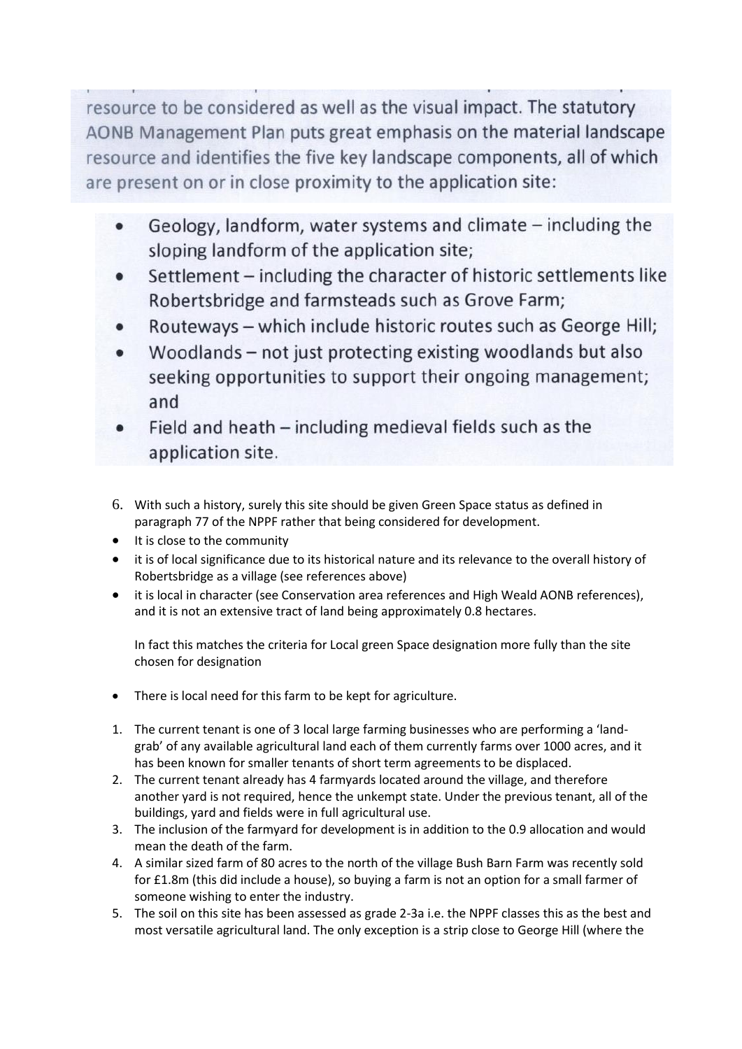resource to be considered as well as the visual impact. The statutory AONB Management Plan puts great emphasis on the material landscape resource and identifies the five key landscape components, all of which are present on or in close proximity to the application site:

- Geology, landform, water systems and climate – including the sloping landform of the application site;
- Settlement – including the character of historic settlements like Robertsbridge and farmsteads such as Grove Farm;
- Routeways – which include historic routes such as George Hill;
- Woodlands – not just protecting existing woodlands but also seeking opportunities to support their ongoing management; and
- Field and heath – including medieval fields such as the application site.

6. With such a history, surely this site should be given Green Space status as defined in paragraph 77 of the NPPF rather that being considered for development.

- It is close to the community
- it is of local significance due to its historical nature and its relevance to the overall history of Robertsbridge as a village (see references above)
- it is local in character (see Conservation area references and High Weald AONB references), and it is not an extensive tract of land being approximately 0.8 hectares.

In fact this matches the criteria for Local green Space designation more fully than the site chosen for designation

- There is local need for this farm to be kept for agriculture.

1. The current tenant is one of 3 local large farming businesses who are performing a 'land-grab' of any available agricultural land each of them currently farms over 1000 acres, and it has been known for smaller tenants of short term agreements to be displaced.
2. The current tenant already has 4 farmyards located around the village, and therefore another yard is not required, hence the unkempt state. Under the previous tenant, all of the buildings, yard and fields were in full agricultural use.
3. The inclusion of the farmyard for development is in addition to the 0.9 allocation and would mean the death of the farm.
4. A similar sized farm of 80 acres to the north of the village Bush Barn Farm was recently sold for £1.8m (this did include a house), so buying a farm is not an option for a small farmer of someone wishing to enter the industry.
5. The soil on this site has been assessed as grade 2-3a i.e. the NPPF classes this as the best and most versatile agricultural land. The only exception is a strip close to George Hill (where the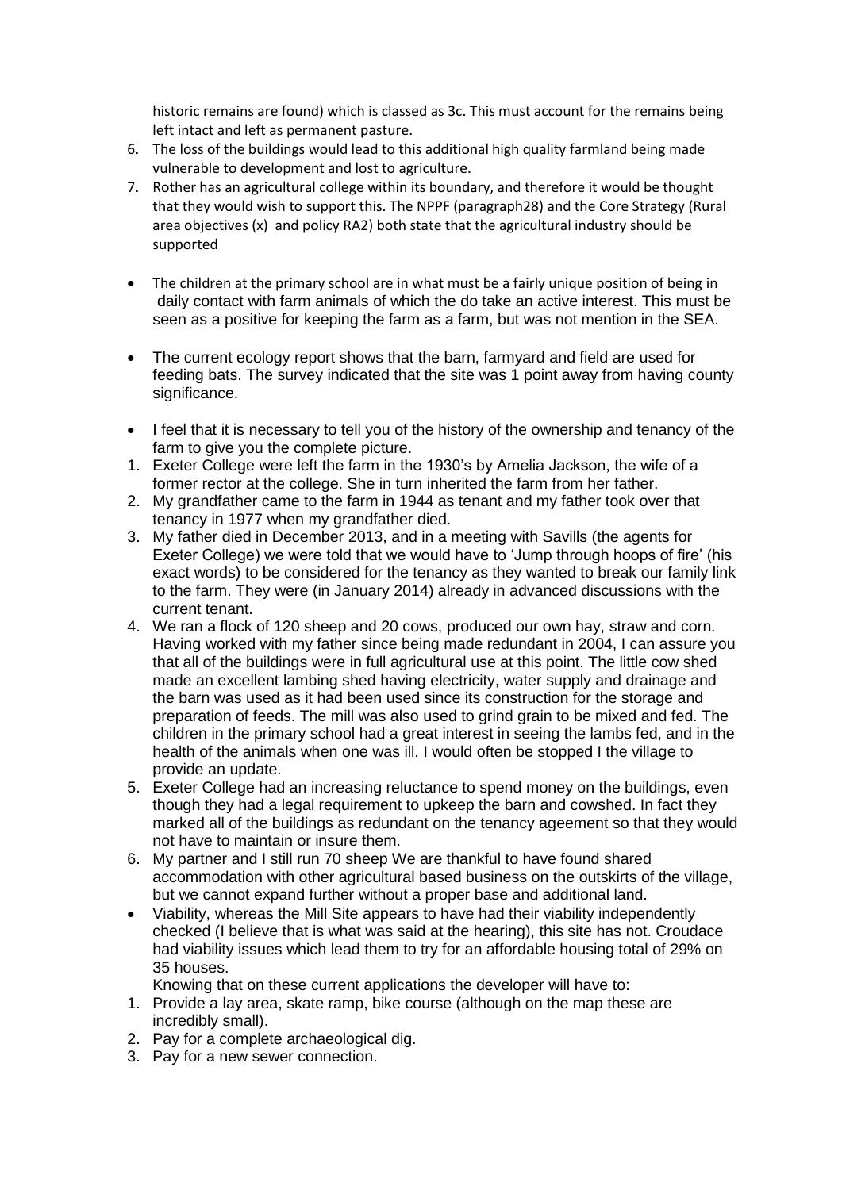historic remains are found) which is classed as 3c. This must account for the remains being left intact and left as permanent pasture.

6. The loss of the buildings would lead to this additional high quality farmland being made vulnerable to development and lost to agriculture.
7. Rother has an agricultural college within its boundary, and therefore it would be thought that they would wish to support this. The NPPF (paragraph28) and the Core Strategy (Rural area objectives (x) and policy RA2) both state that the agricultural industry should be supported

- The children at the primary school are in what must be a fairly unique position of being in daily contact with farm animals of which the do take an active interest. This must be seen as a positive for keeping the farm as a farm, but was not mention in the SEA.

- The current ecology report shows that the barn, farmyard and field are used for feeding bats. The survey indicated that the site was 1 point away from having county significance.

- I feel that it is necessary to tell you of the history of the ownership and tenancy of the farm to give you the complete picture.

1. Exeter College were left the farm in the 1930's by Amelia Jackson, the wife of a former rector at the college. She in turn inherited the farm from her father.
2. My grandfather came to the farm in 1944 as tenant and my father took over that tenancy in 1977 when my grandfather died.
3. My father died in December 2013, and in a meeting with Savills (the agents for Exeter College) we were told that we would have to 'Jump through hoops of fire' (his exact words) to be considered for the tenancy as they wanted to break our family link to the farm. They were (in January 2014) already in advanced discussions with the current tenant.
4. We ran a flock of 120 sheep and 20 cows, produced our own hay, straw and corn. Having worked with my father since being made redundant in 2004, I can assure you that all of the buildings were in full agricultural use at this point. The little cow shed made an excellent lambing shed having electricity, water supply and drainage and the barn was used as it had been used since its construction for the storage and preparation of feeds. The mill was also used to grind grain to be mixed and fed. The children in the primary school had a great interest in seeing the lambs fed, and in the health of the animals when one was ill. I would often be stopped I the village to provide an update.
5. Exeter College had an increasing reluctance to spend money on the buildings, even though they had a legal requirement to upkeep the barn and cowshed. In fact they marked all of the buildings as redundant on the tenancy ageement so that they would not have to maintain or insure them.
6. My partner and I still run 70 sheep We are thankful to have found shared accommodation with other agricultural based business on the outskirts of the village, but we cannot expand further without a proper base and additional land.

- Viability, whereas the Mill Site appears to have had their viability independently checked (I believe that is what was said at the hearing), this site has not. Croudace had viability issues which lead them to try for an affordable housing total of 29% on 35 houses.

  Knowing that on these current applications the developer will have to:

1. Provide a lay area, skate ramp, bike course (although on the map these are incredibly small).
2. Pay for a complete archaeological dig.
3. Pay for a new sewer connection.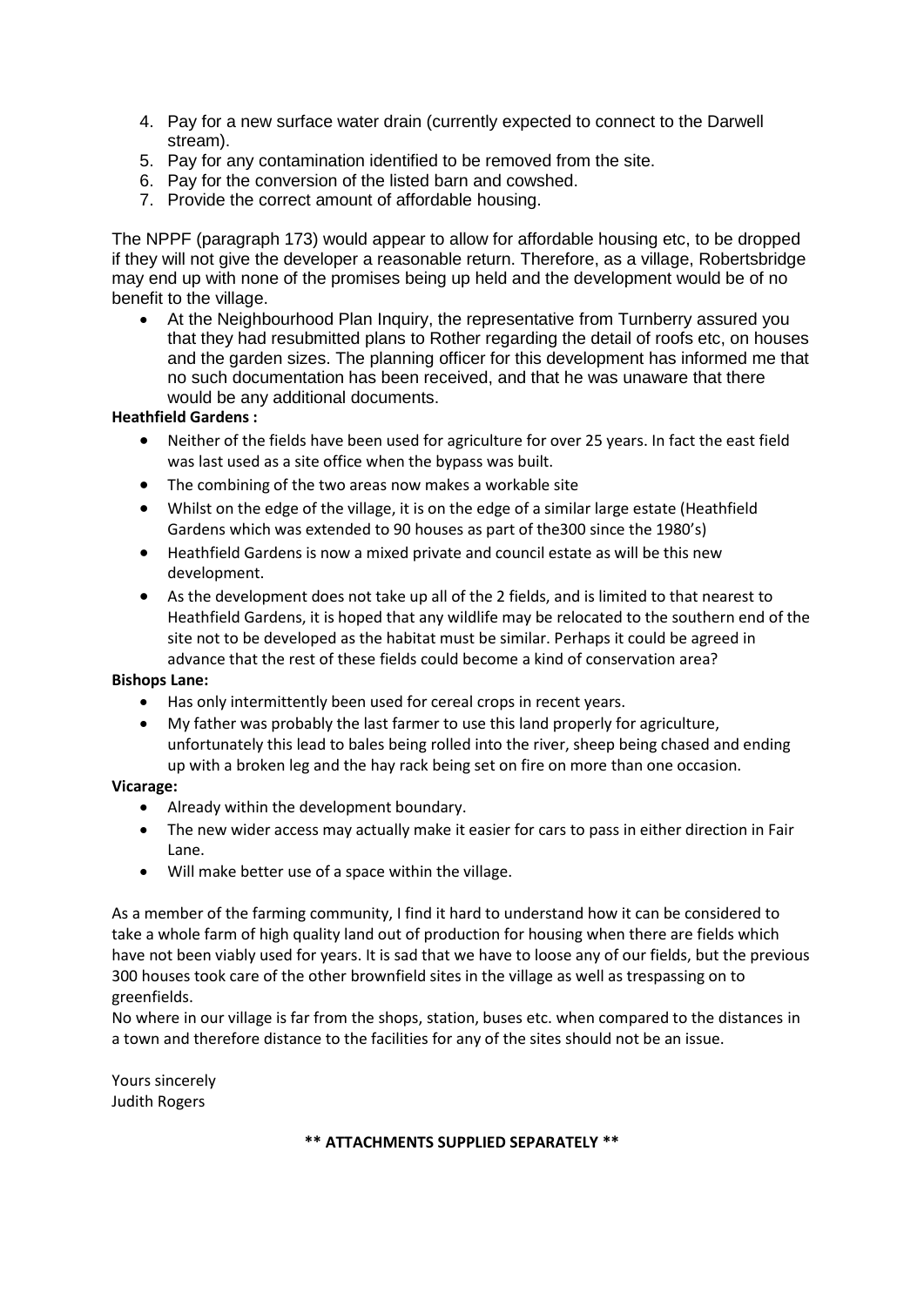4. Pay for a new surface water drain (currently expected to connect to the Darwell stream).
5. Pay for any contamination identified to be removed from the site.
6. Pay for the conversion of the listed barn and cowshed.
7. Provide the correct amount of affordable housing.

The NPPF (paragraph 173) would appear to allow for affordable housing etc, to be dropped if they will not give the developer a reasonable return. Therefore, as a village, Robertsbridge may end up with none of the promises being up held and the development would be of no benefit to the village.

- At the Neighbourhood Plan Inquiry, the representative from Turnberry assured you that they had resubmitted plans to Rother regarding the detail of roofs etc, on houses and the garden sizes. The planning officer for this development has informed me that no such documentation has been received, and that he was unaware that there would be any additional documents.

**Heathfield Gardens :**

- Neither of the fields have been used for agriculture for over 25 years. In fact the east field was last used as a site office when the bypass was built.
- The combining of the two areas now makes a workable site
- Whilst on the edge of the village, it is on the edge of a similar large estate (Heathfield Gardens which was extended to 90 houses as part of the300 since the 1980's)
- Heathfield Gardens is now a mixed private and council estate as will be this new development.
- As the development does not take up all of the 2 fields, and is limited to that nearest to Heathfield Gardens, it is hoped that any wildlife may be relocated to the southern end of the site not to be developed as the habitat must be similar. Perhaps it could be agreed in advance that the rest of these fields could become a kind of conservation area?

**Bishops Lane:**

- Has only intermittently been used for cereal crops in recent years.
- My father was probably the last farmer to use this land properly for agriculture, unfortunately this lead to bales being rolled into the river, sheep being chased and ending up with a broken leg and the hay rack being set on fire on more than one occasion.

**Vicarage:**

- Already within the development boundary.
- The new wider access may actually make it easier for cars to pass in either direction in Fair Lane.
- Will make better use of a space within the village.

As a member of the farming community, I find it hard to understand how it can be considered to take a whole farm of high quality land out of production for housing when there are fields which have not been viably used for years. It is sad that we have to loose any of our fields, but the previous 300 houses took care of the other brownfield sites in the village as well as trespassing on to greenfields.
No where in our village is far from the shops, station, buses etc. when compared to the distances in a town and therefore distance to the facilities for any of the sites should not be an issue.

Yours sincerely
Judith Rogers

**\*\* ATTACHMENTS SUPPLIED SEPARATELY \*\***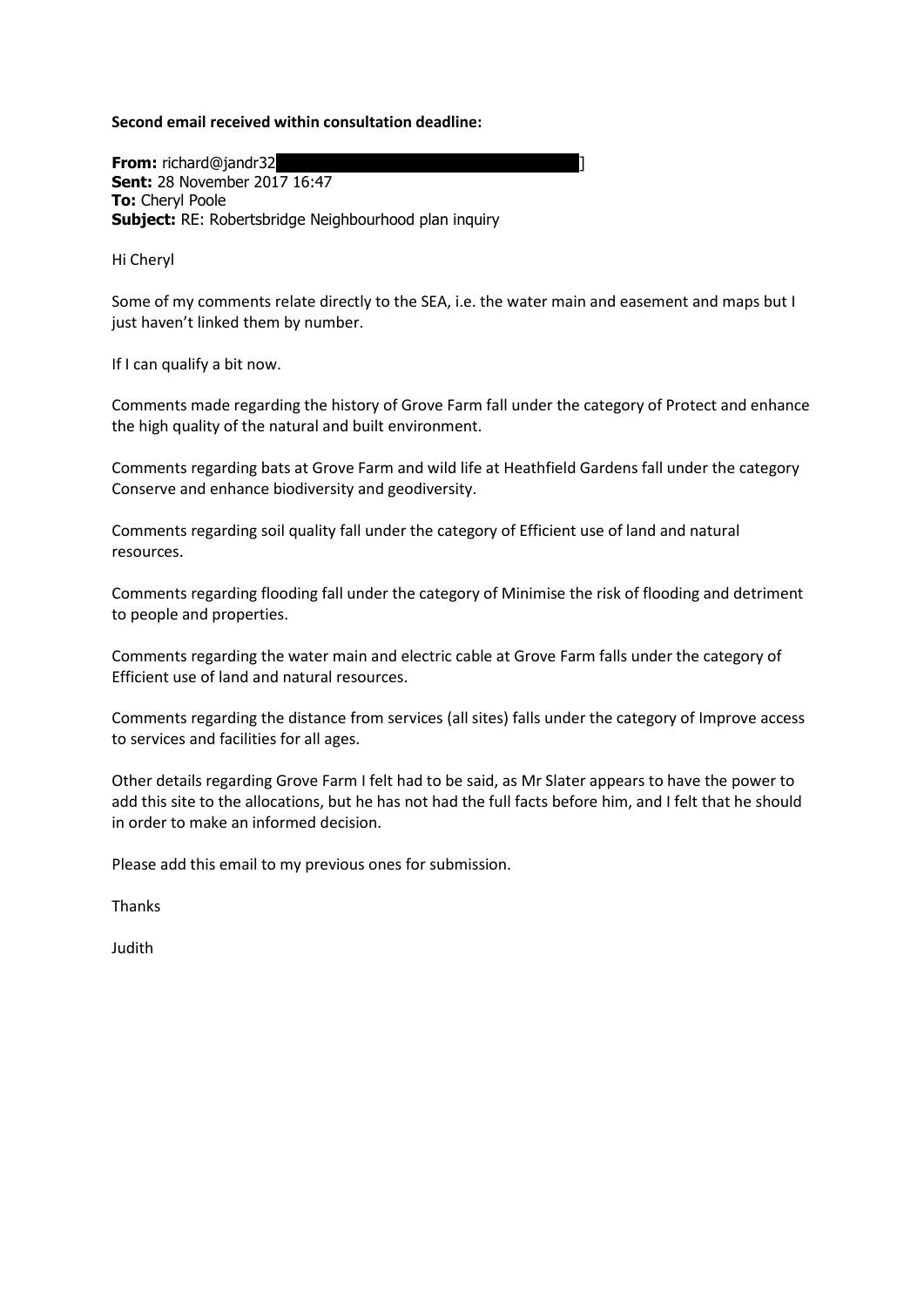**Second email received within consultation deadline:**

**From:** richard@jandr32 ]
**Sent:** 28 November 2017 16:47
**To:** Cheryl Poole
**Subject:** RE: Robertsbridge Neighbourhood plan inquiry

Hi Cheryl

Some of my comments relate directly to the SEA, i.e. the water main and easement and maps but I just haven't linked them by number.

If I can qualify a bit now.

Comments made regarding the history of Grove Farm fall under the category of Protect and enhance the high quality of the natural and built environment.

Comments regarding bats at Grove Farm and wild life at Heathfield Gardens fall under the category Conserve and enhance biodiversity and geodiversity.

Comments regarding soil quality fall under the category of Efficient use of land and natural resources.

Comments regarding flooding fall under the category of Minimise the risk of flooding and detriment to people and properties.

Comments regarding the water main and electric cable at Grove Farm falls under the category of Efficient use of land and natural resources.

Comments regarding the distance from services (all sites) falls under the category of Improve access to services and facilities for all ages.

Other details regarding Grove Farm I felt had to be said, as Mr Slater appears to have the power to add this site to the allocations, but he has not had the full facts before him, and I felt that he should in order to make an informed decision.

Please add this email to my previous ones for submission.

Thanks

Judith